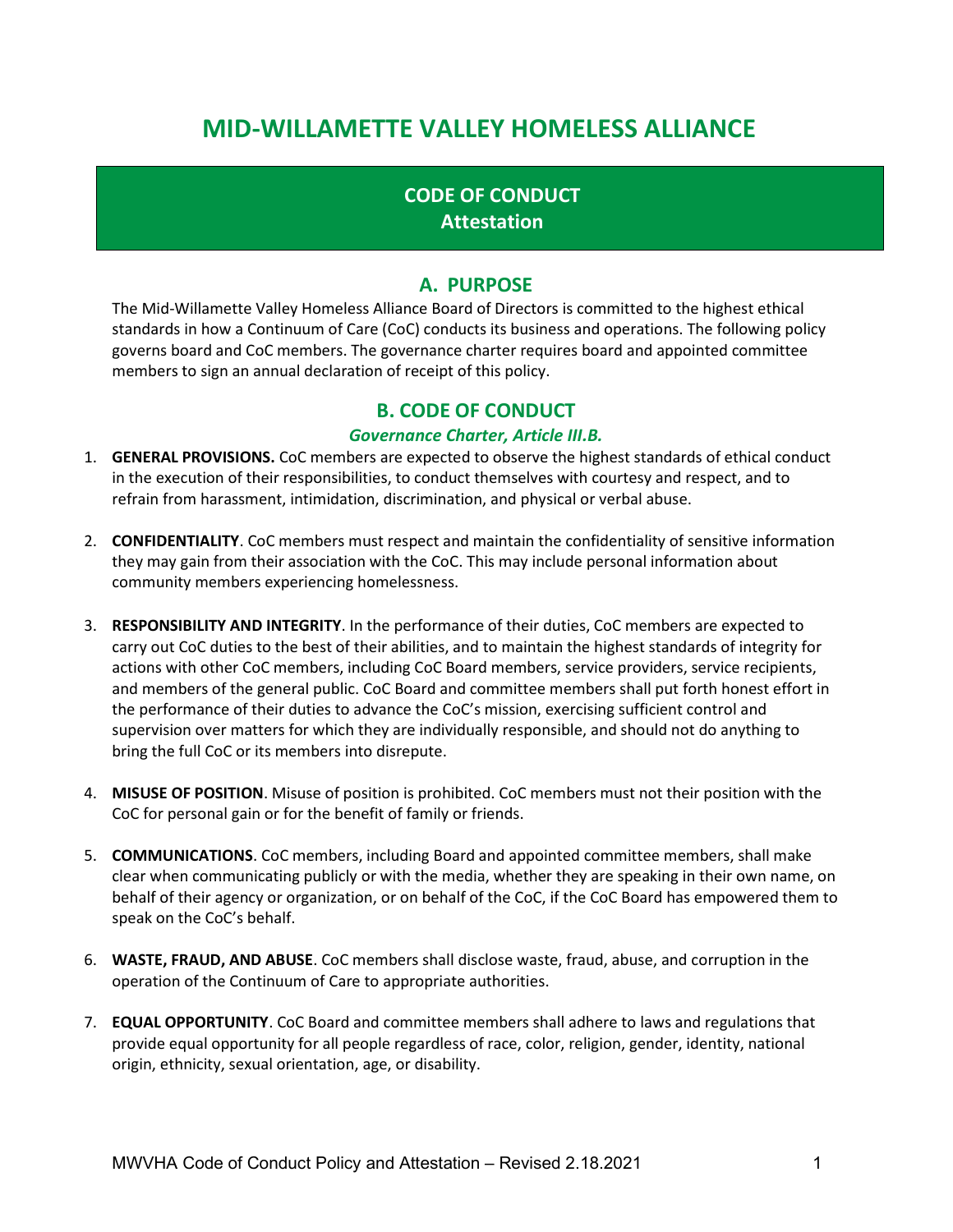# MID-WILLAMETTE VALLEY HOMELESS ALLIANCE

## CODE OF CONDUCT
## Attestation

## A. PURPOSE

The Mid-Willamette Valley Homeless Alliance Board of Directors is committed to the highest ethical standards in how a Continuum of Care (CoC) conducts its business and operations. The following policy governs board and CoC members. The governance charter requires board and appointed committee members to sign an annual declaration of receipt of this policy.

## B. CODE OF CONDUCT

### *Governance Charter, Article III.B.*

1. **GENERAL PROVISIONS.** CoC members are expected to observe the highest standards of ethical conduct in the execution of their responsibilities, to conduct themselves with courtesy and respect, and to refrain from harassment, intimidation, discrimination, and physical or verbal abuse.

2. **CONFIDENTIALITY**. CoC members must respect and maintain the confidentiality of sensitive information they may gain from their association with the CoC. This may include personal information about community members experiencing homelessness.

3. **RESPONSIBILITY AND INTEGRITY**. In the performance of their duties, CoC members are expected to carry out CoC duties to the best of their abilities, and to maintain the highest standards of integrity for actions with other CoC members, including CoC Board members, service providers, service recipients, and members of the general public. CoC Board and committee members shall put forth honest effort in the performance of their duties to advance the CoC's mission, exercising sufficient control and supervision over matters for which they are individually responsible, and should not do anything to bring the full CoC or its members into disrepute.

4. **MISUSE OF POSITION**. Misuse of position is prohibited. CoC members must not their position with the CoC for personal gain or for the benefit of family or friends.

5. **COMMUNICATIONS**. CoC members, including Board and appointed committee members, shall make clear when communicating publicly or with the media, whether they are speaking in their own name, on behalf of their agency or organization, or on behalf of the CoC, if the CoC Board has empowered them to speak on the CoC's behalf.

6. **WASTE, FRAUD, AND ABUSE**. CoC members shall disclose waste, fraud, abuse, and corruption in the operation of the Continuum of Care to appropriate authorities.

7. **EQUAL OPPORTUNITY**. CoC Board and committee members shall adhere to laws and regulations that provide equal opportunity for all people regardless of race, color, religion, gender, identity, national origin, ethnicity, sexual orientation, age, or disability.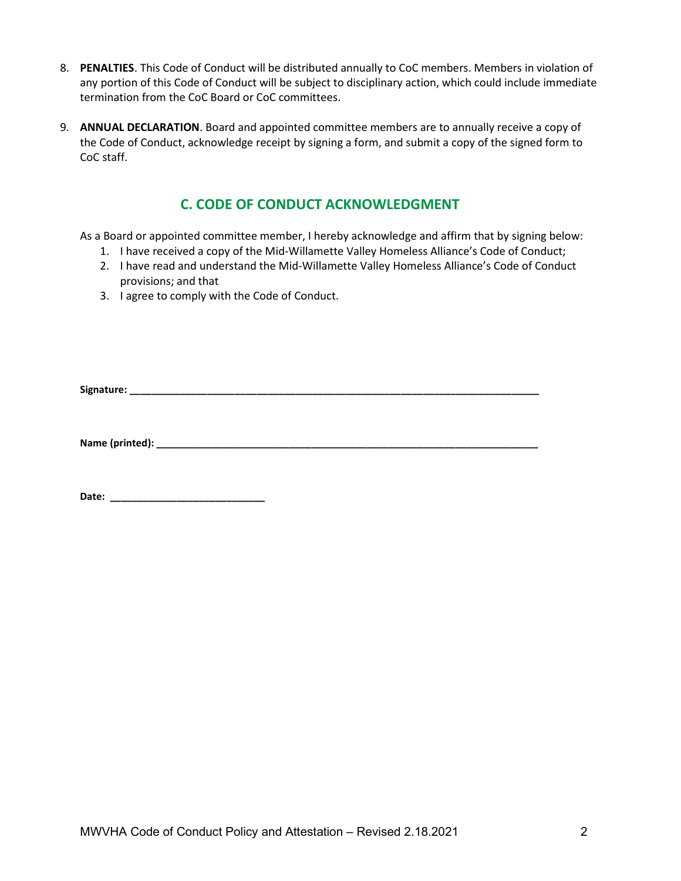8. **PENALTIES**. This Code of Conduct will be distributed annually to CoC members. Members in violation of any portion of this Code of Conduct will be subject to disciplinary action, which could include immediate termination from the CoC Board or CoC committees.

9. **ANNUAL DECLARATION**. Board and appointed committee members are to annually receive a copy of the Code of Conduct, acknowledge receipt by signing a form, and submit a copy of the signed form to CoC staff.

## C. CODE OF CONDUCT ACKNOWLEDGMENT

As a Board or appointed committee member, I hereby acknowledge and affirm that by signing below:

1. I have received a copy of the Mid-Willamette Valley Homeless Alliance's Code of Conduct;
2. I have read and understand the Mid-Willamette Valley Homeless Alliance's Code of Conduct provisions; and that
3. I agree to comply with the Code of Conduct.

**Signature:** ___________________________________________________________________________

**Name (printed):** _____________________________________________________________________

**Date:** ____________________________